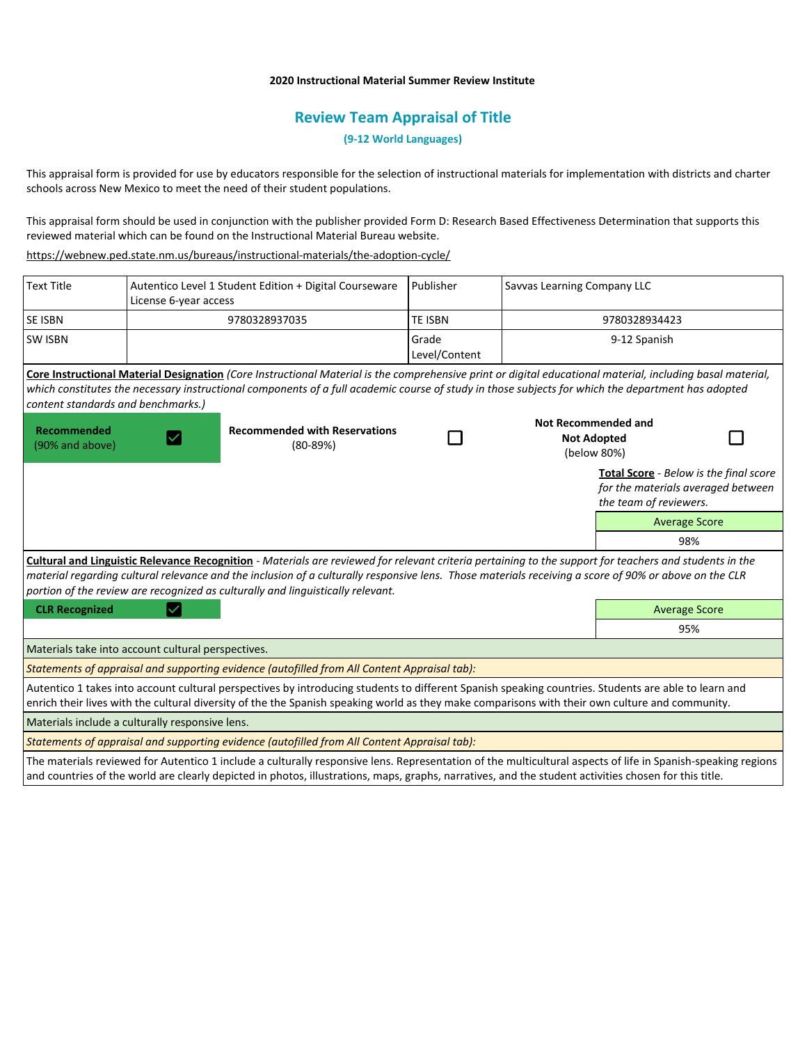**2020 Instructional Material Summer Review Institute**

# Review Team Appraisal of Title

**(9-12 World Languages)**

This appraisal form is provided for use by educators responsible for the selection of instructional materials for implementation with districts and charter schools across New Mexico to meet the need of their student populations.

This appraisal form should be used in conjunction with the publisher provided Form D: Research Based Effectiveness Determination that supports this reviewed material which can be found on the Instructional Material Bureau website.

https://webnew.ped.state.nm.us/bureaus/instructional-materials/the-adoption-cycle/

| Text Title | Autentico Level 1 Student Edition + Digital Courseware License 6-year access | Publisher | Savvas Learning Company LLC |
|---|---|---|---|
| SE ISBN | 9780328937035 | TE ISBN | 9780328934423 |
| SW ISBN | | Grade Level/Content | 9-12 Spanish |

**Core Instructional Material Designation** *(Core Instructional Material is the comprehensive print or digital educational material, including basal material, which constitutes the necessary instructional components of a full academic course of study in those subjects for which the department has adopted content standards and benchmarks.)*

| Recommended (90% and above) | ☑ | Recommended with Reservations (80-89%) | ☐ | Not Recommended and Not Adopted (below 80%) | ☐ |
|---|---|---|---|---|---|

**Total Score** - *Below is the final score for the materials averaged between the team of reviewers.*

| Average Score |
|---|
| 98% |

**Cultural and Linguistic Relevance Recognition** - *Materials are reviewed for relevant criteria pertaining to the support for teachers and students in the material regarding cultural relevance and the inclusion of a culturally responsive lens. Those materials receiving a score of 90% or above on the CLR portion of the review are recognized as culturally and linguistically relevant.*

| CLR Recognized | ☑ | Average Score |
|---|---|---|
| | | 95% |

Materials take into account cultural perspectives.

*Statements of appraisal and supporting evidence (autofilled from All Content Appraisal tab):*

Autentico 1 takes into account cultural perspectives by introducing students to different Spanish speaking countries. Students are able to learn and enrich their lives with the cultural diversity of the the Spanish speaking world as they make comparisons with their own culture and community.

Materials include a culturally responsive lens.

*Statements of appraisal and supporting evidence (autofilled from All Content Appraisal tab):*

The materials reviewed for Autentico 1 include a culturally responsive lens. Representation of the multicultural aspects of life in Spanish-speaking regions and countries of the world are clearly depicted in photos, illustrations, maps, graphs, narratives, and the student activities chosen for this title.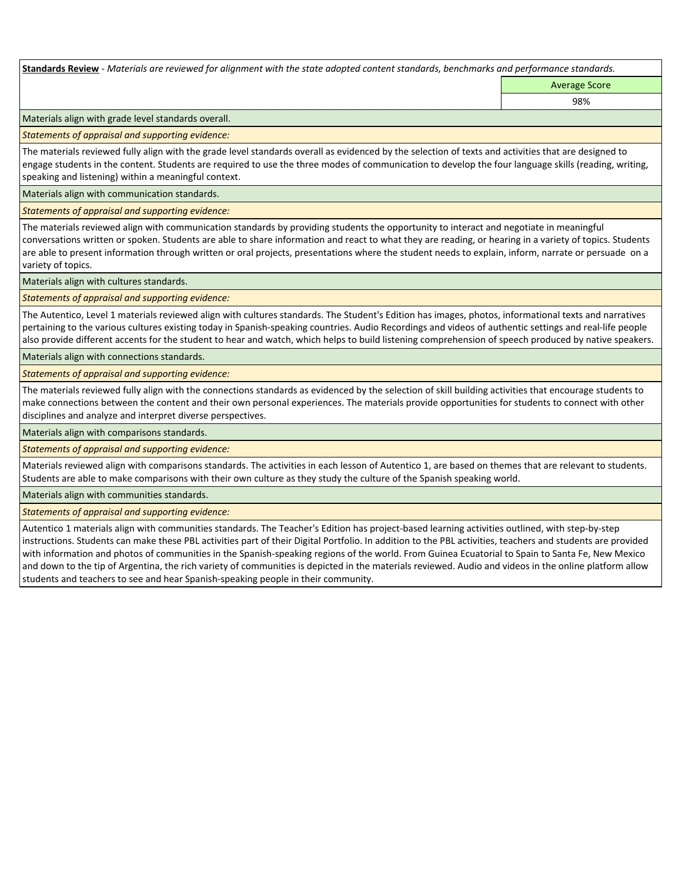**Standards Review** - *Materials are reviewed for alignment with the state adopted content standards, benchmarks and performance standards.*

| | Average Score |
|---|---|
| | 98% |

Materials align with grade level standards overall.

*Statements of appraisal and supporting evidence:*

The materials reviewed fully align with the grade level standards overall as evidenced by the selection of texts and activities that are designed to engage students in the content. Students are required to use the three modes of communication to develop the four language skills (reading, writing, speaking and listening) within a meaningful context.

Materials align with communication standards.

*Statements of appraisal and supporting evidence:*

The materials reviewed align with communication standards by providing students the opportunity to interact and negotiate in meaningful conversations written or spoken. Students are able to share information and react to what they are reading, or hearing in a variety of topics. Students are able to present information through written or oral projects, presentations where the student needs to explain, inform, narrate or persuade on a variety of topics.

Materials align with cultures standards.

*Statements of appraisal and supporting evidence:*

The Autentico, Level 1 materials reviewed align with cultures standards. The Student's Edition has images, photos, informational texts and narratives pertaining to the various cultures existing today in Spanish-speaking countries. Audio Recordings and videos of authentic settings and real-life people also provide different accents for the student to hear and watch, which helps to build listening comprehension of speech produced by native speakers.

Materials align with connections standards.

*Statements of appraisal and supporting evidence:*

The materials reviewed fully align with the connections standards as evidenced by the selection of skill building activities that encourage students to make connections between the content and their own personal experiences. The materials provide opportunities for students to connect with other disciplines and analyze and interpret diverse perspectives.

Materials align with comparisons standards.

*Statements of appraisal and supporting evidence:*

Materials reviewed align with comparisons standards. The activities in each lesson of Autentico 1, are based on themes that are relevant to students. Students are able to make comparisons with their own culture as they study the culture of the Spanish speaking world.

Materials align with communities standards.

*Statements of appraisal and supporting evidence:*

Autentico 1 materials align with communities standards. The Teacher's Edition has project-based learning activities outlined, with step-by-step instructions. Students can make these PBL activities part of their Digital Portfolio. In addition to the PBL activities, teachers and students are provided with information and photos of communities in the Spanish-speaking regions of the world. From Guinea Ecuatorial to Spain to Santa Fe, New Mexico and down to the tip of Argentina, the rich variety of communities is depicted in the materials reviewed. Audio and videos in the online platform allow students and teachers to see and hear Spanish-speaking people in their community.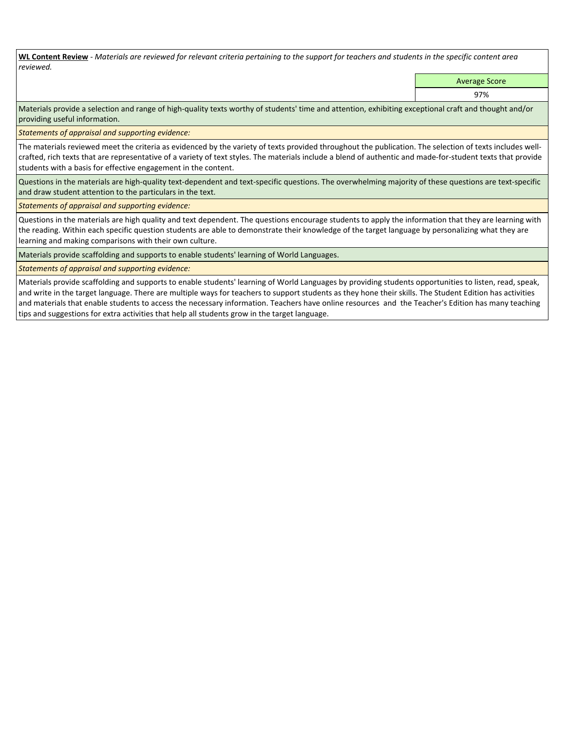**WL Content Review** - *Materials are reviewed for relevant criteria pertaining to the support for teachers and students in the specific content area reviewed.*

| | Average Score |
|---|---|
| | 97% |

Materials provide a selection and range of high-quality texts worthy of students' time and attention, exhibiting exceptional craft and thought and/or providing useful information.

*Statements of appraisal and supporting evidence:*

The materials reviewed meet the criteria as evidenced by the variety of texts provided throughout the publication. The selection of texts includes well-crafted, rich texts that are representative of a variety of text styles. The materials include a blend of authentic and made-for-student texts that provide students with a basis for effective engagement in the content.

Questions in the materials are high-quality text-dependent and text-specific questions. The overwhelming majority of these questions are text-specific and draw student attention to the particulars in the text.

*Statements of appraisal and supporting evidence:*

Questions in the materials are high quality and text dependent. The questions encourage students to apply the information that they are learning with the reading. Within each specific question students are able to demonstrate their knowledge of the target language by personalizing what they are learning and making comparisons with their own culture.

Materials provide scaffolding and supports to enable students' learning of World Languages.

*Statements of appraisal and supporting evidence:*

Materials provide scaffolding and supports to enable students' learning of World Languages by providing students opportunities to listen, read, speak, and write in the target language. There are multiple ways for teachers to support students as they hone their skills. The Student Edition has activities and materials that enable students to access the necessary information. Teachers have online resources and the Teacher's Edition has many teaching tips and suggestions for extra activities that help all students grow in the target language.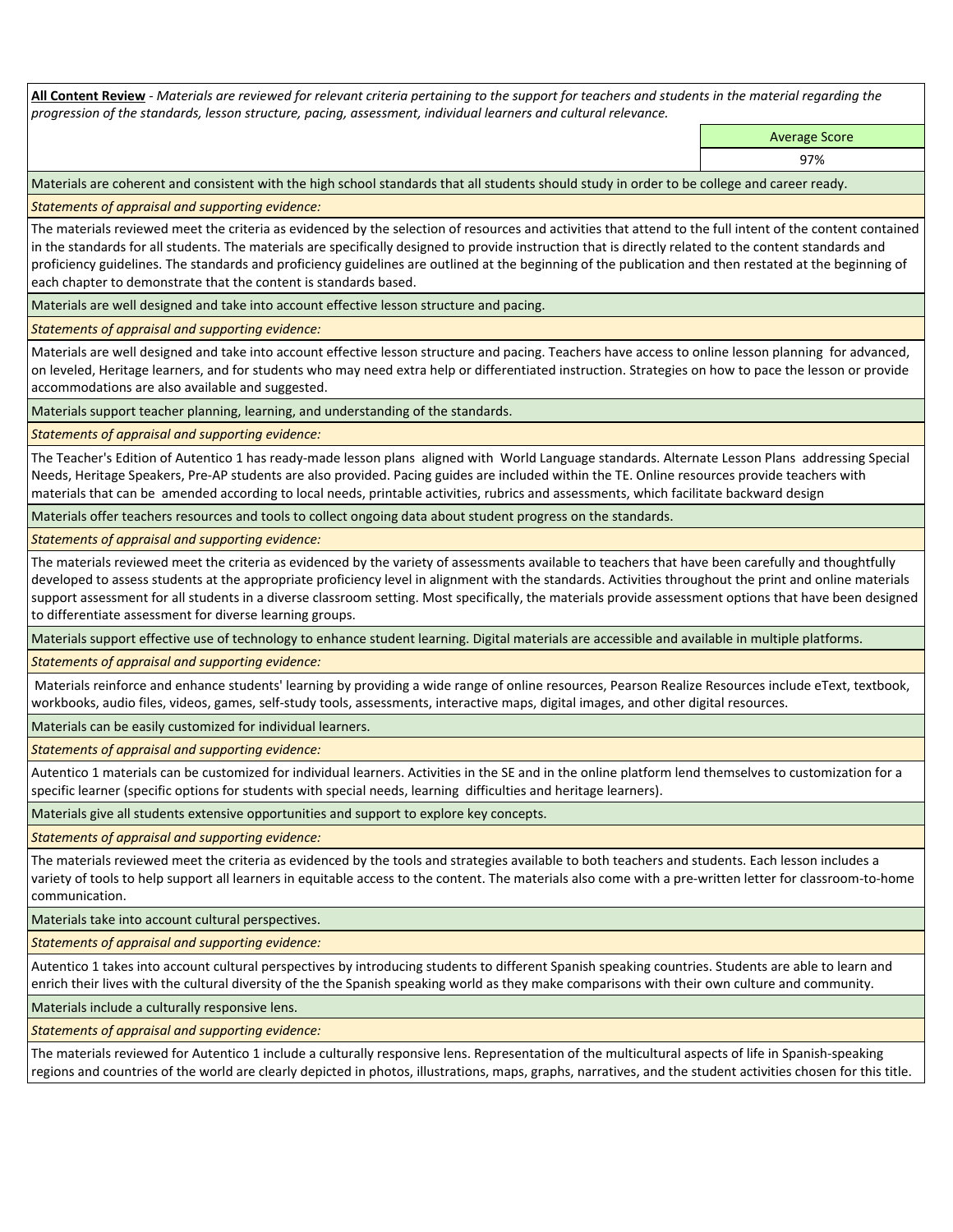**All Content Review** - *Materials are reviewed for relevant criteria pertaining to the support for teachers and students in the material regarding the progression of the standards, lesson structure, pacing, assessment, individual learners and cultural relevance.*

| | Average Score |
|---|---|
| | 97% |

Materials are coherent and consistent with the high school standards that all students should study in order to be college and career ready.

*Statements of appraisal and supporting evidence:*

The materials reviewed meet the criteria as evidenced by the selection of resources and activities that attend to the full intent of the content contained in the standards for all students. The materials are specifically designed to provide instruction that is directly related to the content standards and proficiency guidelines. The standards and proficiency guidelines are outlined at the beginning of the publication and then restated at the beginning of each chapter to demonstrate that the content is standards based.

Materials are well designed and take into account effective lesson structure and pacing.

*Statements of appraisal and supporting evidence:*

Materials are well designed and take into account effective lesson structure and pacing. Teachers have access to online lesson planning for advanced, on leveled, Heritage learners, and for students who may need extra help or differentiated instruction. Strategies on how to pace the lesson or provide accommodations are also available and suggested.

Materials support teacher planning, learning, and understanding of the standards.

*Statements of appraisal and supporting evidence:*

The Teacher's Edition of Autentico 1 has ready-made lesson plans aligned with World Language standards. Alternate Lesson Plans addressing Special Needs, Heritage Speakers, Pre-AP students are also provided. Pacing guides are included within the TE. Online resources provide teachers with materials that can be amended according to local needs, printable activities, rubrics and assessments, which facilitate backward design

Materials offer teachers resources and tools to collect ongoing data about student progress on the standards.

*Statements of appraisal and supporting evidence:*

The materials reviewed meet the criteria as evidenced by the variety of assessments available to teachers that have been carefully and thoughtfully developed to assess students at the appropriate proficiency level in alignment with the standards. Activities throughout the print and online materials support assessment for all students in a diverse classroom setting. Most specifically, the materials provide assessment options that have been designed to differentiate assessment for diverse learning groups.

Materials support effective use of technology to enhance student learning. Digital materials are accessible and available in multiple platforms.

*Statements of appraisal and supporting evidence:*

Materials reinforce and enhance students' learning by providing a wide range of online resources, Pearson Realize Resources include eText, textbook, workbooks, audio files, videos, games, self-study tools, assessments, interactive maps, digital images, and other digital resources.

Materials can be easily customized for individual learners.

*Statements of appraisal and supporting evidence:*

Autentico 1 materials can be customized for individual learners. Activities in the SE and in the online platform lend themselves to customization for a specific learner (specific options for students with special needs, learning difficulties and heritage learners).

Materials give all students extensive opportunities and support to explore key concepts.

*Statements of appraisal and supporting evidence:*

The materials reviewed meet the criteria as evidenced by the tools and strategies available to both teachers and students. Each lesson includes a variety of tools to help support all learners in equitable access to the content. The materials also come with a pre-written letter for classroom-to-home communication.

Materials take into account cultural perspectives.

*Statements of appraisal and supporting evidence:*

Autentico 1 takes into account cultural perspectives by introducing students to different Spanish speaking countries. Students are able to learn and enrich their lives with the cultural diversity of the the Spanish speaking world as they make comparisons with their own culture and community.

Materials include a culturally responsive lens.

*Statements of appraisal and supporting evidence:*

The materials reviewed for Autentico 1 include a culturally responsive lens. Representation of the multicultural aspects of life in Spanish-speaking regions and countries of the world are clearly depicted in photos, illustrations, maps, graphs, narratives, and the student activities chosen for this title.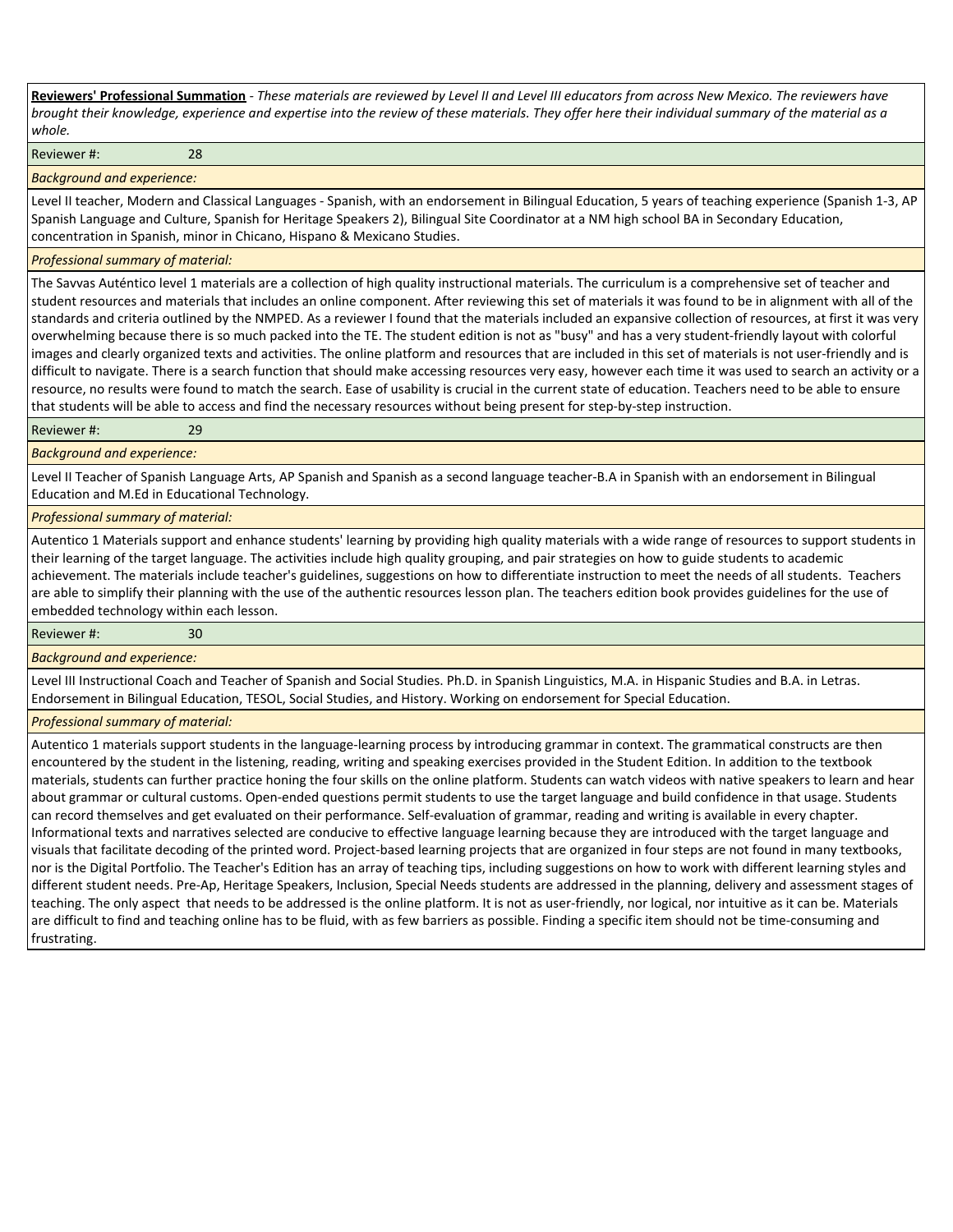**Reviewers' Professional Summation** - *These materials are reviewed by Level II and Level III educators from across New Mexico. The reviewers have brought their knowledge, experience and expertise into the review of these materials. They offer here their individual summary of the material as a whole.*

Reviewer #: 28

*Background and experience:*

Level II teacher, Modern and Classical Languages - Spanish, with an endorsement in Bilingual Education, 5 years of teaching experience (Spanish 1-3, AP Spanish Language and Culture, Spanish for Heritage Speakers 2), Bilingual Site Coordinator at a NM high school BA in Secondary Education, concentration in Spanish, minor in Chicano, Hispano & Mexicano Studies.

*Professional summary of material:*

The Savvas Auténtico level 1 materials are a collection of high quality instructional materials. The curriculum is a comprehensive set of teacher and student resources and materials that includes an online component. After reviewing this set of materials it was found to be in alignment with all of the standards and criteria outlined by the NMPED. As a reviewer I found that the materials included an expansive collection of resources, at first it was very overwhelming because there is so much packed into the TE. The student edition is not as "busy" and has a very student-friendly layout with colorful images and clearly organized texts and activities. The online platform and resources that are included in this set of materials is not user-friendly and is difficult to navigate. There is a search function that should make accessing resources very easy, however each time it was used to search an activity or a resource, no results were found to match the search. Ease of usability is crucial in the current state of education. Teachers need to be able to ensure that students will be able to access and find the necessary resources without being present for step-by-step instruction.

Reviewer #: 29

*Background and experience:*

Level II Teacher of Spanish Language Arts, AP Spanish and Spanish as a second language teacher-B.A in Spanish with an endorsement in Bilingual Education and M.Ed in Educational Technology.

*Professional summary of material:*

Autentico 1 Materials support and enhance students' learning by providing high quality materials with a wide range of resources to support students in their learning of the target language. The activities include high quality grouping, and pair strategies on how to guide students to academic achievement. The materials include teacher's guidelines, suggestions on how to differentiate instruction to meet the needs of all students. Teachers are able to simplify their planning with the use of the authentic resources lesson plan. The teachers edition book provides guidelines for the use of embedded technology within each lesson.

Reviewer #: 30

*Background and experience:*

Level III Instructional Coach and Teacher of Spanish and Social Studies. Ph.D. in Spanish Linguistics, M.A. in Hispanic Studies and B.A. in Letras. Endorsement in Bilingual Education, TESOL, Social Studies, and History. Working on endorsement for Special Education.

*Professional summary of material:*

Autentico 1 materials support students in the language-learning process by introducing grammar in context. The grammatical constructs are then encountered by the student in the listening, reading, writing and speaking exercises provided in the Student Edition. In addition to the textbook materials, students can further practice honing the four skills on the online platform. Students can watch videos with native speakers to learn and hear about grammar or cultural customs. Open-ended questions permit students to use the target language and build confidence in that usage. Students can record themselves and get evaluated on their performance. Self-evaluation of grammar, reading and writing is available in every chapter. Informational texts and narratives selected are conducive to effective language learning because they are introduced with the target language and visuals that facilitate decoding of the printed word. Project-based learning projects that are organized in four steps are not found in many textbooks, nor is the Digital Portfolio. The Teacher's Edition has an array of teaching tips, including suggestions on how to work with different learning styles and different student needs. Pre-Ap, Heritage Speakers, Inclusion, Special Needs students are addressed in the planning, delivery and assessment stages of teaching. The only aspect that needs to be addressed is the online platform. It is not as user-friendly, nor logical, nor intuitive as it can be. Materials are difficult to find and teaching online has to be fluid, with as few barriers as possible. Finding a specific item should not be time-consuming and frustrating.